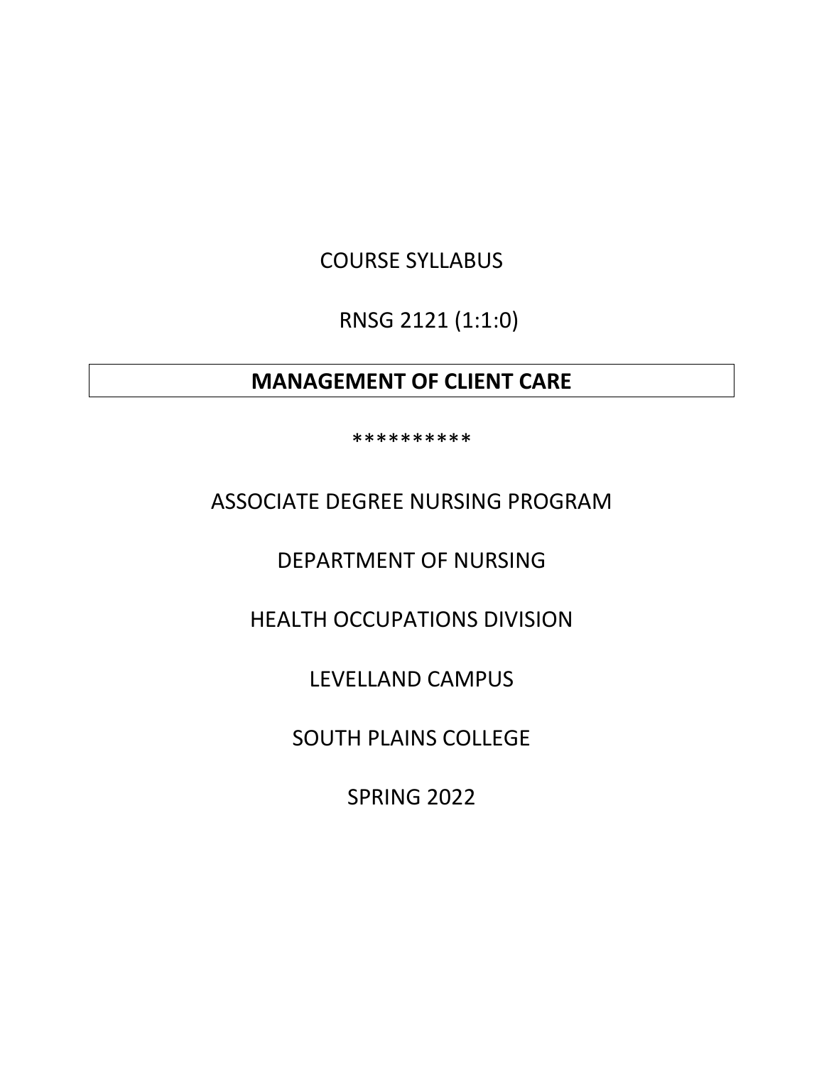COURSE SYLLABUS

RNSG 2121 (1:1:0)

# MANAGEMENT OF CLIENT CARE

**********

ASSOCIATE DEGREE NURSING PROGRAM

DEPARTMENT OF NURSING

HEALTH OCCUPATIONS DIVISION

LEVELLAND CAMPUS

SOUTH PLAINS COLLEGE

SPRING 2022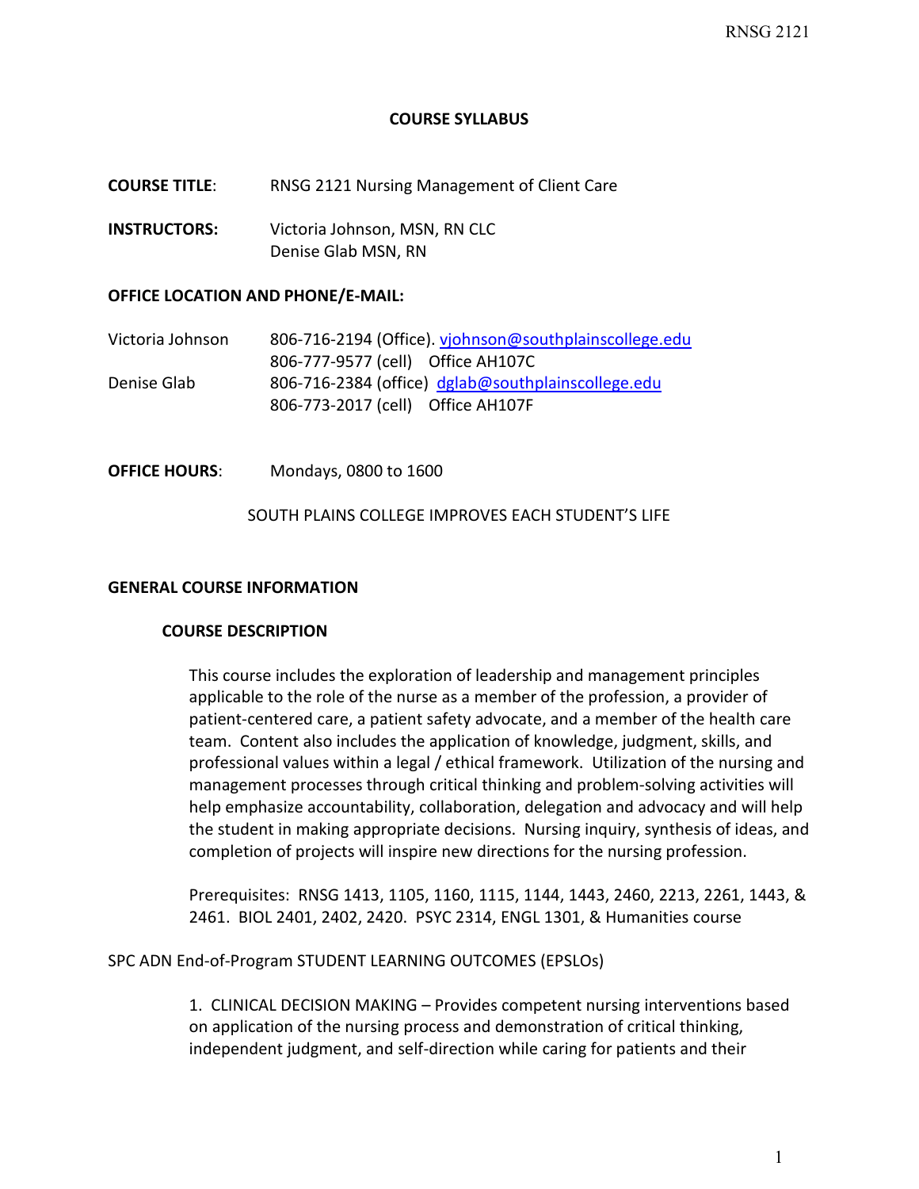**COURSE SYLLABUS**

**COURSE TITLE**: RNSG 2121 Nursing Management of Client Care

**INSTRUCTORS:** Victoria Johnson, MSN, RN CLC
Denise Glab MSN, RN

**OFFICE LOCATION AND PHONE/E-MAIL:**

Victoria Johnson 806-716-2194 (Office). vjohnson@southplainscollege.edu
806-777-9577 (cell) Office AH107C

Denise Glab 806-716-2384 (office) dglab@southplainscollege.edu
806-773-2017 (cell) Office AH107F

**OFFICE HOURS**: Mondays, 0800 to 1600

SOUTH PLAINS COLLEGE IMPROVES EACH STUDENT'S LIFE

**GENERAL COURSE INFORMATION**

**COURSE DESCRIPTION**

This course includes the exploration of leadership and management principles applicable to the role of the nurse as a member of the profession, a provider of patient-centered care, a patient safety advocate, and a member of the health care team. Content also includes the application of knowledge, judgment, skills, and professional values within a legal / ethical framework. Utilization of the nursing and management processes through critical thinking and problem-solving activities will help emphasize accountability, collaboration, delegation and advocacy and will help the student in making appropriate decisions. Nursing inquiry, synthesis of ideas, and completion of projects will inspire new directions for the nursing profession.

Prerequisites: RNSG 1413, 1105, 1160, 1115, 1144, 1443, 2460, 2213, 2261, 1443, & 2461. BIOL 2401, 2402, 2420. PSYC 2314, ENGL 1301, & Humanities course

SPC ADN End-of-Program STUDENT LEARNING OUTCOMES (EPSLOs)

1. CLINICAL DECISION MAKING – Provides competent nursing interventions based on application of the nursing process and demonstration of critical thinking, independent judgment, and self-direction while caring for patients and their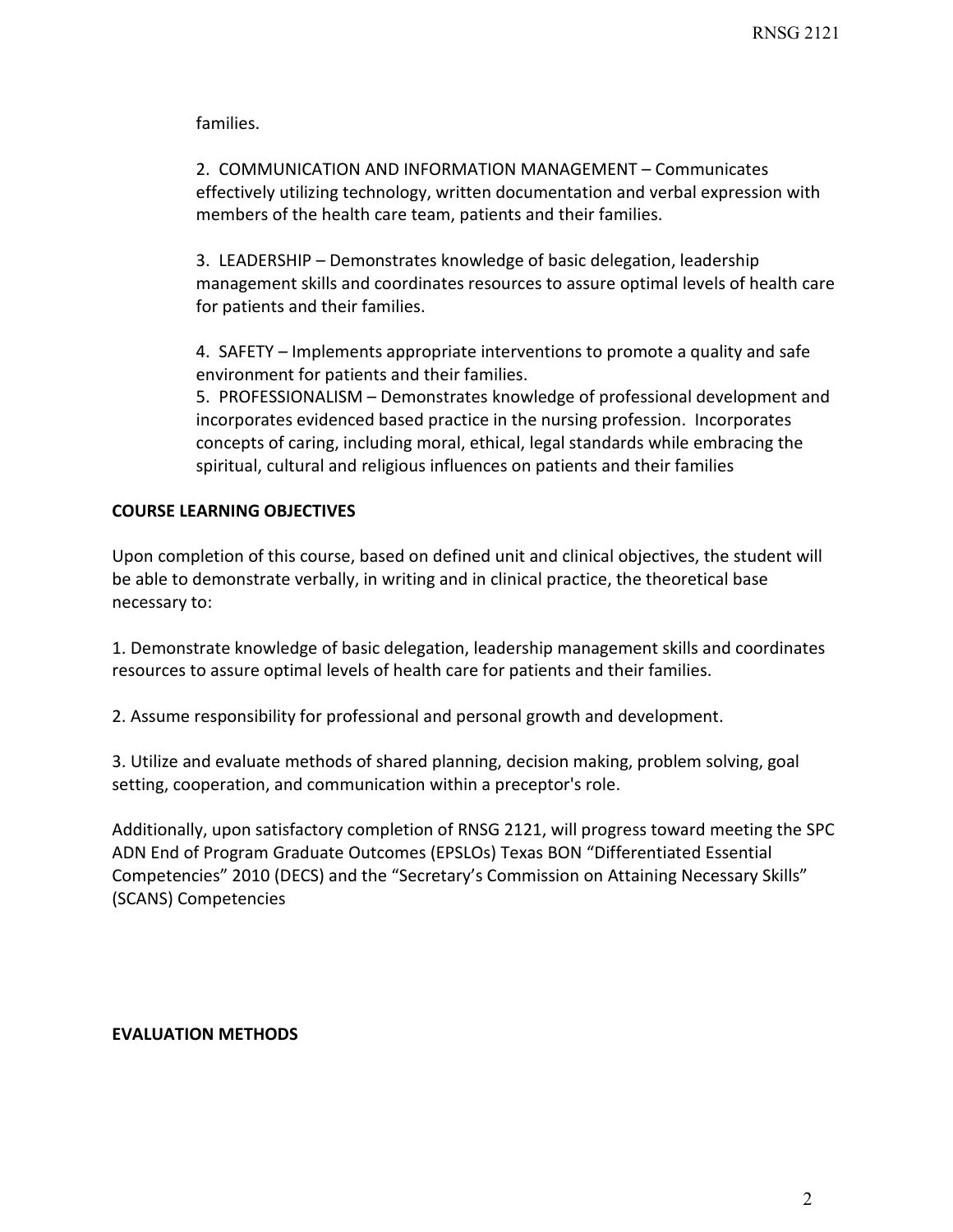families.

2. COMMUNICATION AND INFORMATION MANAGEMENT – Communicates effectively utilizing technology, written documentation and verbal expression with members of the health care team, patients and their families.

3. LEADERSHIP – Demonstrates knowledge of basic delegation, leadership management skills and coordinates resources to assure optimal levels of health care for patients and their families.

4. SAFETY – Implements appropriate interventions to promote a quality and safe environment for patients and their families.

5. PROFESSIONALISM – Demonstrates knowledge of professional development and incorporates evidenced based practice in the nursing profession. Incorporates concepts of caring, including moral, ethical, legal standards while embracing the spiritual, cultural and religious influences on patients and their families

**COURSE LEARNING OBJECTIVES**

Upon completion of this course, based on defined unit and clinical objectives, the student will be able to demonstrate verbally, in writing and in clinical practice, the theoretical base necessary to:

1. Demonstrate knowledge of basic delegation, leadership management skills and coordinates resources to assure optimal levels of health care for patients and their families.

2. Assume responsibility for professional and personal growth and development.

3. Utilize and evaluate methods of shared planning, decision making, problem solving, goal setting, cooperation, and communication within a preceptor's role.

Additionally, upon satisfactory completion of RNSG 2121, will progress toward meeting the SPC ADN End of Program Graduate Outcomes (EPSLOs) Texas BON "Differentiated Essential Competencies" 2010 (DECS) and the "Secretary's Commission on Attaining Necessary Skills" (SCANS) Competencies

**EVALUATION METHODS**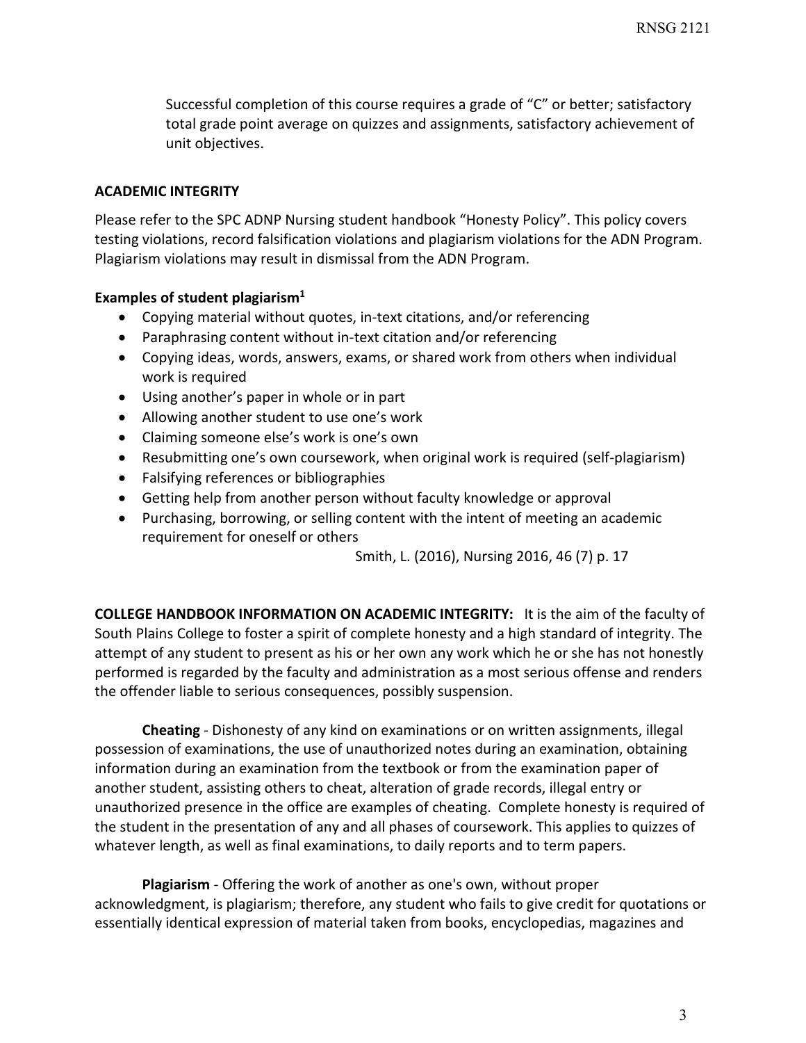Successful completion of this course requires a grade of "C" or better; satisfactory total grade point average on quizzes and assignments, satisfactory achievement of unit objectives.

## ACADEMIC INTEGRITY

Please refer to the SPC ADNP Nursing student handbook "Honesty Policy". This policy covers testing violations, record falsification violations and plagiarism violations for the ADN Program. Plagiarism violations may result in dismissal from the ADN Program.

### Examples of student plagiarism[1]

- Copying material without quotes, in-text citations, and/or referencing
- Paraphrasing content without in-text citation and/or referencing
- Copying ideas, words, answers, exams, or shared work from others when individual work is required
- Using another's paper in whole or in part
- Allowing another student to use one's work
- Claiming someone else's work is one's own
- Resubmitting one's own coursework, when original work is required (self-plagiarism)
- Falsifying references or bibliographies
- Getting help from another person without faculty knowledge or approval
- Purchasing, borrowing, or selling content with the intent of meeting an academic requirement for oneself or others

Smith, L. (2016), Nursing 2016, 46 (7) p. 17

**COLLEGE HANDBOOK INFORMATION ON ACADEMIC INTEGRITY:** It is the aim of the faculty of South Plains College to foster a spirit of complete honesty and a high standard of integrity. The attempt of any student to present as his or her own any work which he or she has not honestly performed is regarded by the faculty and administration as a most serious offense and renders the offender liable to serious consequences, possibly suspension.

**Cheating** - Dishonesty of any kind on examinations or on written assignments, illegal possession of examinations, the use of unauthorized notes during an examination, obtaining information during an examination from the textbook or from the examination paper of another student, assisting others to cheat, alteration of grade records, illegal entry or unauthorized presence in the office are examples of cheating. Complete honesty is required of the student in the presentation of any and all phases of coursework. This applies to quizzes of whatever length, as well as final examinations, to daily reports and to term papers.

**Plagiarism** - Offering the work of another as one's own, without proper acknowledgment, is plagiarism; therefore, any student who fails to give credit for quotations or essentially identical expression of material taken from books, encyclopedias, magazines and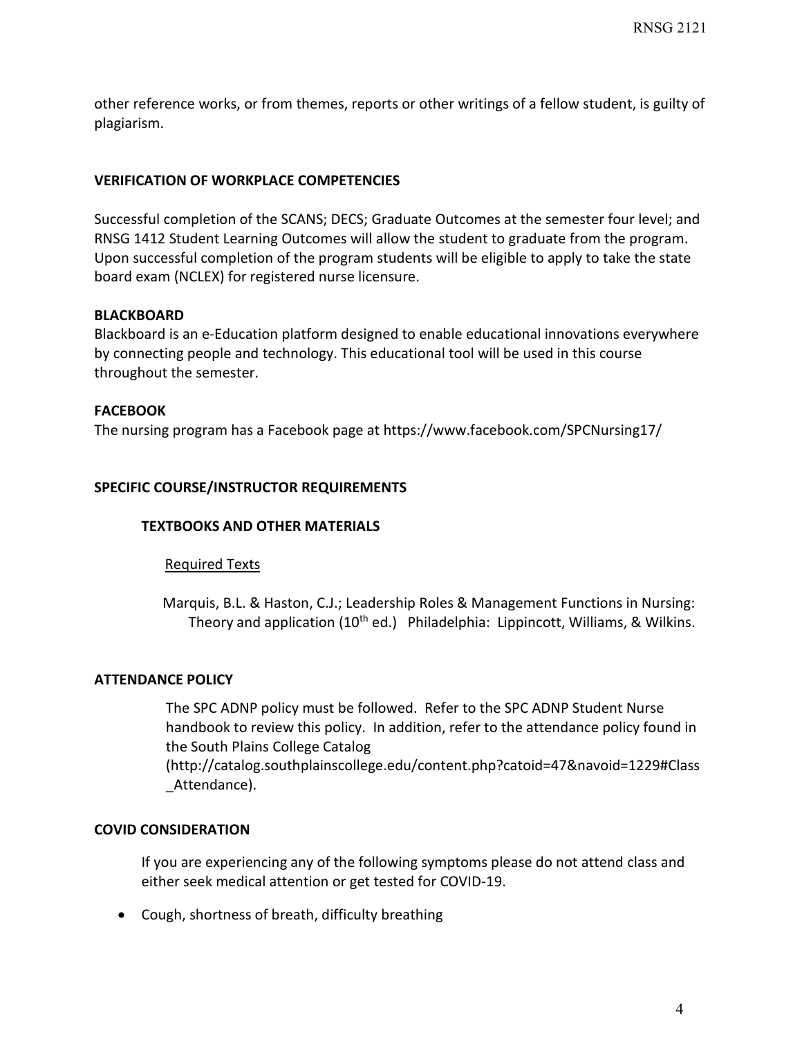other reference works, or from themes, reports or other writings of a fellow student, is guilty of plagiarism.

**VERIFICATION OF WORKPLACE COMPETENCIES**

Successful completion of the SCANS; DECS; Graduate Outcomes at the semester four level; and RNSG 1412 Student Learning Outcomes will allow the student to graduate from the program. Upon successful completion of the program students will be eligible to apply to take the state board exam (NCLEX) for registered nurse licensure.

**BLACKBOARD**

Blackboard is an e-Education platform designed to enable educational innovations everywhere by connecting people and technology. This educational tool will be used in this course throughout the semester.

**FACEBOOK**

The nursing program has a Facebook page at https://www.facebook.com/SPCNursing17/

**SPECIFIC COURSE/INSTRUCTOR REQUIREMENTS**

**TEXTBOOKS AND OTHER MATERIALS**

Required Texts

Marquis, B.L. & Haston, C.J.; Leadership Roles & Management Functions in Nursing: Theory and application (10th ed.) Philadelphia: Lippincott, Williams, & Wilkins.

**ATTENDANCE POLICY**

The SPC ADNP policy must be followed. Refer to the SPC ADNP Student Nurse handbook to review this policy. In addition, refer to the attendance policy found in the South Plains College Catalog (http://catalog.southplainscollege.edu/content.php?catoid=47&navoid=1229#Class_Attendance).

**COVID CONSIDERATION**

If you are experiencing any of the following symptoms please do not attend class and either seek medical attention or get tested for COVID-19.

- Cough, shortness of breath, difficulty breathing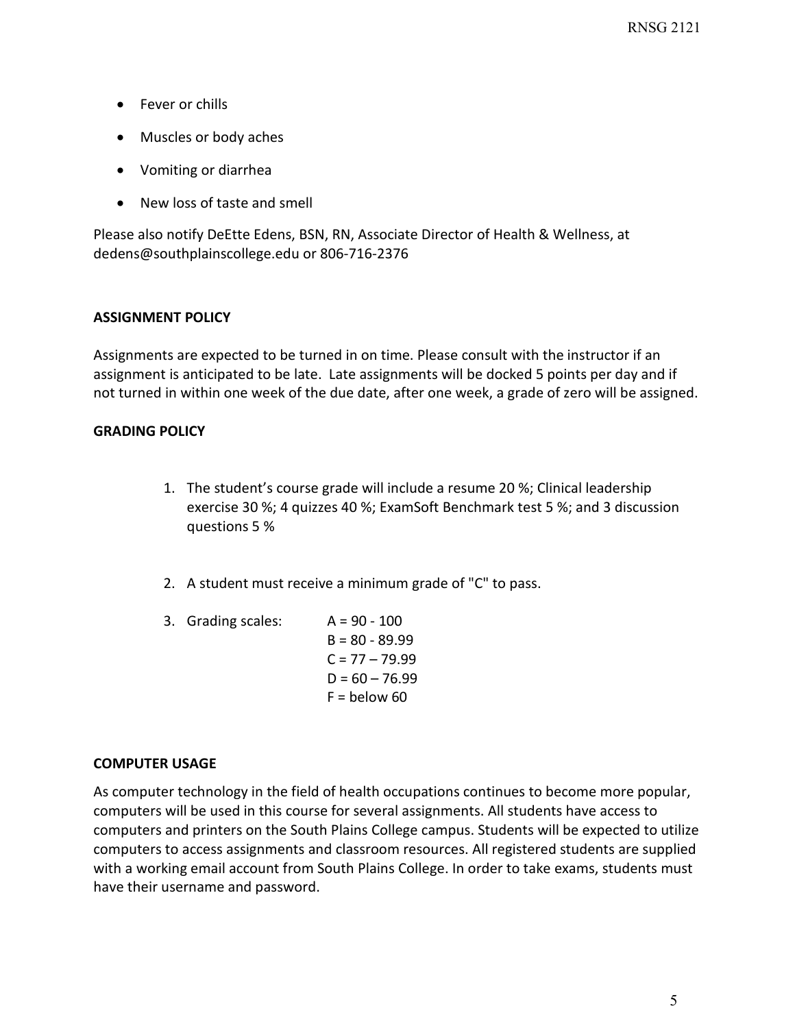- Fever or chills
- Muscles or body aches
- Vomiting or diarrhea
- New loss of taste and smell

Please also notify DeEtte Edens, BSN, RN, Associate Director of Health & Wellness, at dedens@southplainscollege.edu or 806-716-2376

**ASSIGNMENT POLICY**

Assignments are expected to be turned in on time. Please consult with the instructor if an assignment is anticipated to be late. Late assignments will be docked 5 points per day and if not turned in within one week of the due date, after one week, a grade of zero will be assigned.

**GRADING POLICY**

1. The student's course grade will include a resume 20 %; Clinical leadership exercise 30 %; 4 quizzes 40 %; ExamSoft Benchmark test 5 %; and 3 discussion questions 5 %

2. A student must receive a minimum grade of "C" to pass.

3. Grading scales:
   - A = 90 - 100
   - B = 80 - 89.99
   - C = 77 – 79.99
   - D = 60 – 76.99
   - F = below 60

**COMPUTER USAGE**

As computer technology in the field of health occupations continues to become more popular, computers will be used in this course for several assignments. All students have access to computers and printers on the South Plains College campus. Students will be expected to utilize computers to access assignments and classroom resources. All registered students are supplied with a working email account from South Plains College. In order to take exams, students must have their username and password.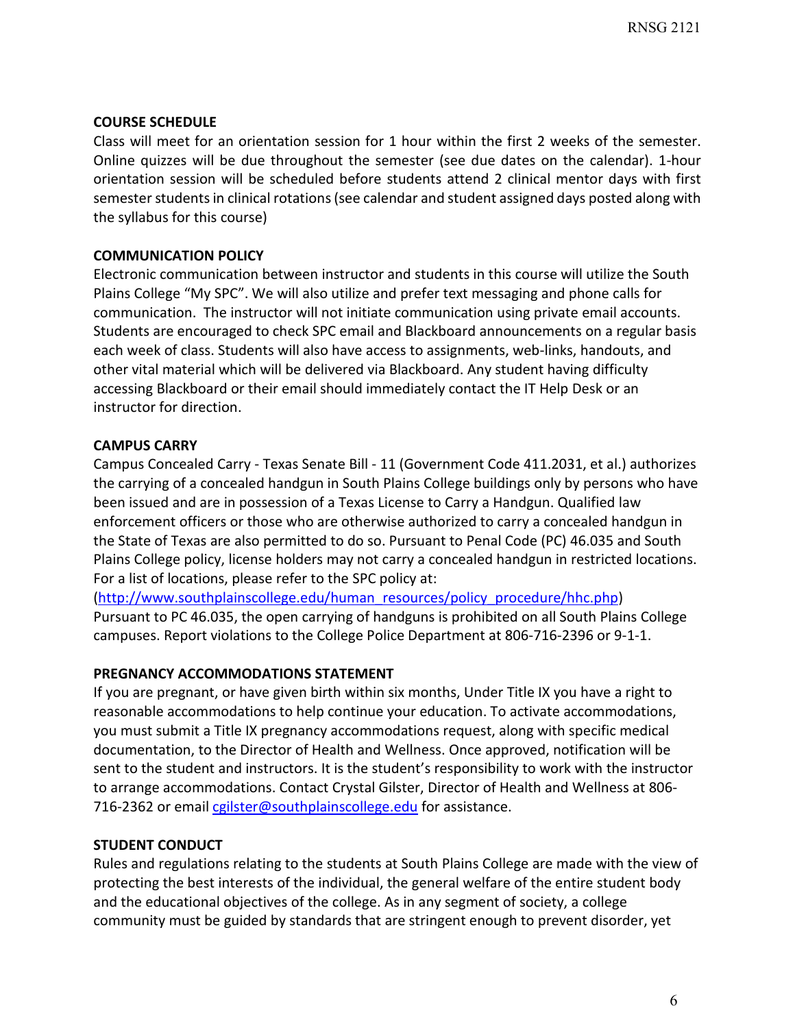**COURSE SCHEDULE**

Class will meet for an orientation session for 1 hour within the first 2 weeks of the semester. Online quizzes will be due throughout the semester (see due dates on the calendar). 1-hour orientation session will be scheduled before students attend 2 clinical mentor days with first semester students in clinical rotations (see calendar and student assigned days posted along with the syllabus for this course)

**COMMUNICATION POLICY**

Electronic communication between instructor and students in this course will utilize the South Plains College "My SPC". We will also utilize and prefer text messaging and phone calls for communication. The instructor will not initiate communication using private email accounts. Students are encouraged to check SPC email and Blackboard announcements on a regular basis each week of class. Students will also have access to assignments, web-links, handouts, and other vital material which will be delivered via Blackboard. Any student having difficulty accessing Blackboard or their email should immediately contact the IT Help Desk or an instructor for direction.

**CAMPUS CARRY**

Campus Concealed Carry - Texas Senate Bill - 11 (Government Code 411.2031, et al.) authorizes the carrying of a concealed handgun in South Plains College buildings only by persons who have been issued and are in possession of a Texas License to Carry a Handgun. Qualified law enforcement officers or those who are otherwise authorized to carry a concealed handgun in the State of Texas are also permitted to do so. Pursuant to Penal Code (PC) 46.035 and South Plains College policy, license holders may not carry a concealed handgun in restricted locations. For a list of locations, please refer to the SPC policy at: (http://www.southplainscollege.edu/human_resources/policy_procedure/hhc.php) Pursuant to PC 46.035, the open carrying of handguns is prohibited on all South Plains College campuses. Report violations to the College Police Department at 806-716-2396 or 9-1-1.

**PREGNANCY ACCOMMODATIONS STATEMENT**

If you are pregnant, or have given birth within six months, Under Title IX you have a right to reasonable accommodations to help continue your education. To activate accommodations, you must submit a Title IX pregnancy accommodations request, along with specific medical documentation, to the Director of Health and Wellness. Once approved, notification will be sent to the student and instructors. It is the student's responsibility to work with the instructor to arrange accommodations. Contact Crystal Gilster, Director of Health and Wellness at 806-716-2362 or email cgilster@southplainscollege.edu for assistance.

**STUDENT CONDUCT**

Rules and regulations relating to the students at South Plains College are made with the view of protecting the best interests of the individual, the general welfare of the entire student body and the educational objectives of the college. As in any segment of society, a college community must be guided by standards that are stringent enough to prevent disorder, yet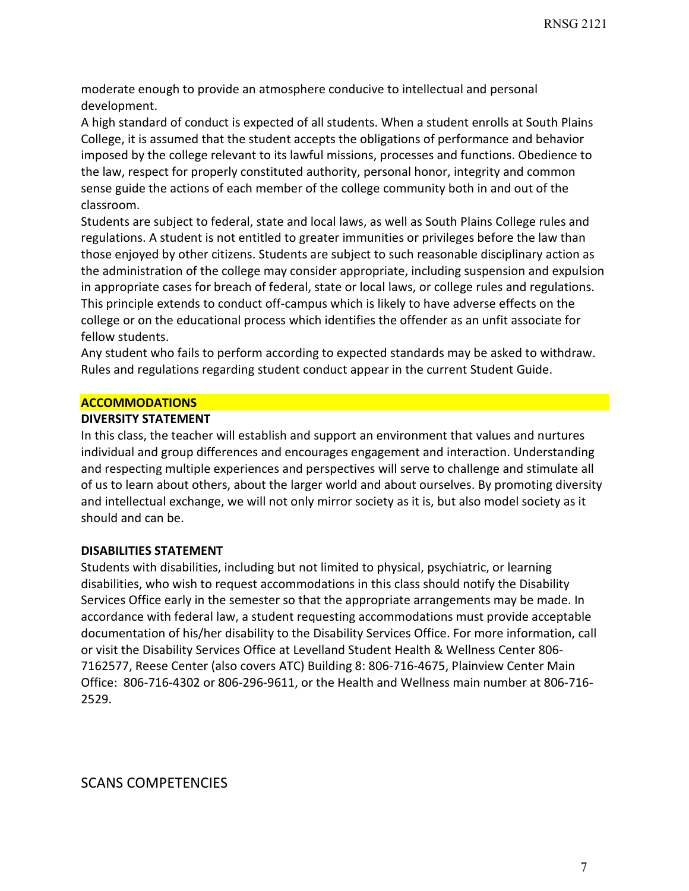moderate enough to provide an atmosphere conducive to intellectual and personal development.

A high standard of conduct is expected of all students. When a student enrolls at South Plains College, it is assumed that the student accepts the obligations of performance and behavior imposed by the college relevant to its lawful missions, processes and functions. Obedience to the law, respect for properly constituted authority, personal honor, integrity and common sense guide the actions of each member of the college community both in and out of the classroom.

Students are subject to federal, state and local laws, as well as South Plains College rules and regulations. A student is not entitled to greater immunities or privileges before the law than those enjoyed by other citizens. Students are subject to such reasonable disciplinary action as the administration of the college may consider appropriate, including suspension and expulsion in appropriate cases for breach of federal, state or local laws, or college rules and regulations. This principle extends to conduct off-campus which is likely to have adverse effects on the college or on the educational process which identifies the offender as an unfit associate for fellow students.

Any student who fails to perform according to expected standards may be asked to withdraw. Rules and regulations regarding student conduct appear in the current Student Guide.

## ACCOMMODATIONS

### DIVERSITY STATEMENT

In this class, the teacher will establish and support an environment that values and nurtures individual and group differences and encourages engagement and interaction. Understanding and respecting multiple experiences and perspectives will serve to challenge and stimulate all of us to learn about others, about the larger world and about ourselves. By promoting diversity and intellectual exchange, we will not only mirror society as it is, but also model society as it should and can be.

### DISABILITIES STATEMENT

Students with disabilities, including but not limited to physical, psychiatric, or learning disabilities, who wish to request accommodations in this class should notify the Disability Services Office early in the semester so that the appropriate arrangements may be made. In accordance with federal law, a student requesting accommodations must provide acceptable documentation of his/her disability to the Disability Services Office. For more information, call or visit the Disability Services Office at Levelland Student Health & Wellness Center 806-7162577, Reese Center (also covers ATC) Building 8: 806-716-4675, Plainview Center Main Office: 806-716-4302 or 806-296-9611, or the Health and Wellness main number at 806-716-2529.

## SCANS COMPETENCIES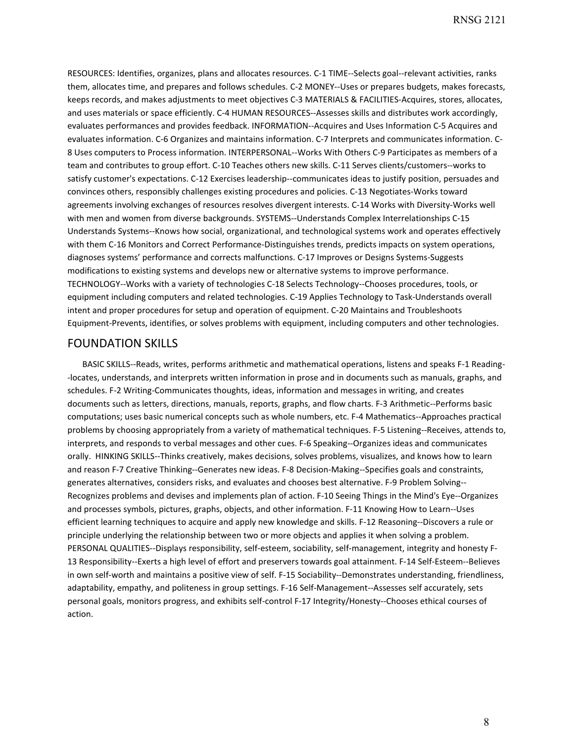RESOURCES: Identifies, organizes, plans and allocates resources. C-1 TIME--Selects goal--relevant activities, ranks them, allocates time, and prepares and follows schedules. C-2 MONEY--Uses or prepares budgets, makes forecasts, keeps records, and makes adjustments to meet objectives C-3 MATERIALS & FACILITIES-Acquires, stores, allocates, and uses materials or space efficiently. C-4 HUMAN RESOURCES--Assesses skills and distributes work accordingly, evaluates performances and provides feedback. INFORMATION--Acquires and Uses Information C-5 Acquires and evaluates information. C-6 Organizes and maintains information. C-7 Interprets and communicates information. C-8 Uses computers to Process information. INTERPERSONAL--Works With Others C-9 Participates as members of a team and contributes to group effort. C-10 Teaches others new skills. C-11 Serves clients/customers--works to satisfy customer's expectations. C-12 Exercises leadership--communicates ideas to justify position, persuades and convinces others, responsibly challenges existing procedures and policies. C-13 Negotiates-Works toward agreements involving exchanges of resources resolves divergent interests. C-14 Works with Diversity-Works well with men and women from diverse backgrounds. SYSTEMS--Understands Complex Interrelationships C-15 Understands Systems--Knows how social, organizational, and technological systems work and operates effectively with them C-16 Monitors and Correct Performance-Distinguishes trends, predicts impacts on system operations, diagnoses systems' performance and corrects malfunctions. C-17 Improves or Designs Systems-Suggests modifications to existing systems and develops new or alternative systems to improve performance. TECHNOLOGY--Works with a variety of technologies C-18 Selects Technology--Chooses procedures, tools, or equipment including computers and related technologies. C-19 Applies Technology to Task-Understands overall intent and proper procedures for setup and operation of equipment. C-20 Maintains and Troubleshoots Equipment-Prevents, identifies, or solves problems with equipment, including computers and other technologies.

## FOUNDATION SKILLS

BASIC SKILLS--Reads, writes, performs arithmetic and mathematical operations, listens and speaks F-1 Reading--locates, understands, and interprets written information in prose and in documents such as manuals, graphs, and schedules. F-2 Writing-Communicates thoughts, ideas, information and messages in writing, and creates documents such as letters, directions, manuals, reports, graphs, and flow charts. F-3 Arithmetic--Performs basic computations; uses basic numerical concepts such as whole numbers, etc. F-4 Mathematics--Approaches practical problems by choosing appropriately from a variety of mathematical techniques. F-5 Listening--Receives, attends to, interprets, and responds to verbal messages and other cues. F-6 Speaking--Organizes ideas and communicates orally. HINKING SKILLS--Thinks creatively, makes decisions, solves problems, visualizes, and knows how to learn and reason F-7 Creative Thinking--Generates new ideas. F-8 Decision-Making--Specifies goals and constraints, generates alternatives, considers risks, and evaluates and chooses best alternative. F-9 Problem Solving--Recognizes problems and devises and implements plan of action. F-10 Seeing Things in the Mind's Eye--Organizes and processes symbols, pictures, graphs, objects, and other information. F-11 Knowing How to Learn--Uses efficient learning techniques to acquire and apply new knowledge and skills. F-12 Reasoning--Discovers a rule or principle underlying the relationship between two or more objects and applies it when solving a problem. PERSONAL QUALITIES--Displays responsibility, self-esteem, sociability, self-management, integrity and honesty F-13 Responsibility--Exerts a high level of effort and preservers towards goal attainment. F-14 Self-Esteem--Believes in own self-worth and maintains a positive view of self. F-15 Sociability--Demonstrates understanding, friendliness, adaptability, empathy, and politeness in group settings. F-16 Self-Management--Assesses self accurately, sets personal goals, monitors progress, and exhibits self-control F-17 Integrity/Honesty--Chooses ethical courses of action.